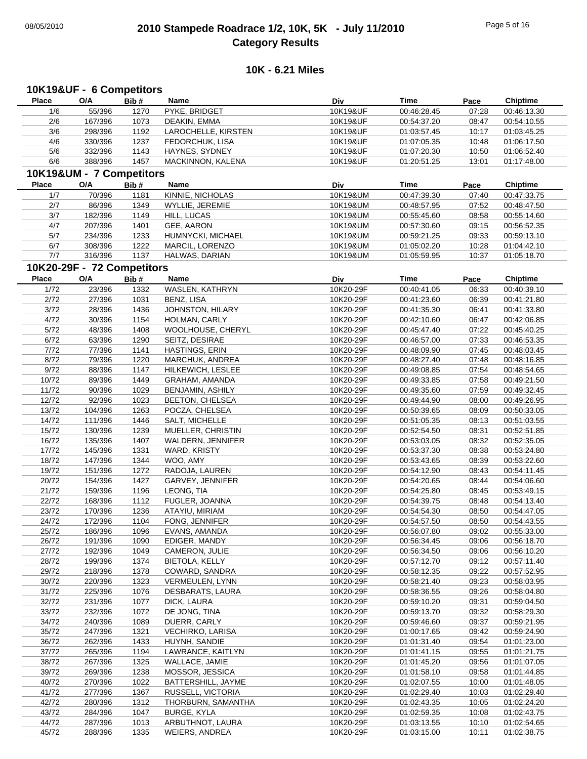# 2010 Stampede Roadrace 1/2, 10K, 5K - July 11/2010
## Category Results

### 10K - 6.21 Miles

#### 10K19&UF - 6 Competitors

| Place | O/A | Bib # | Name | Div | Time | Pace | Chiptime |
|---|---|---|---|---|---|---|---|
| 1/6 | 55/396 | 1270 | PYKE, BRIDGET | 10K19&UF | 00:46:28.45 | 07:28 | 00:46:13.30 |
| 2/6 | 167/396 | 1073 | DEAKIN, EMMA | 10K19&UF | 00:54:37.20 | 08:47 | 00:54:10.55 |
| 3/6 | 298/396 | 1192 | LAROCHELLE, KIRSTEN | 10K19&UF | 01:03:57.45 | 10:17 | 01:03:45.25 |
| 4/6 | 330/396 | 1237 | FEDORCHUK, LISA | 10K19&UF | 01:07:05.35 | 10:48 | 01:06:17.50 |
| 5/6 | 332/396 | 1143 | HAYNES, SYDNEY | 10K19&UF | 01:07:20.30 | 10:50 | 01:06:52.40 |
| 6/6 | 388/396 | 1457 | MACKINNON, KALENA | 10K19&UF | 01:20:51.25 | 13:01 | 01:17:48.00 |

#### 10K19&UM - 7 Competitors

| Place | O/A | Bib # | Name | Div | Time | Pace | Chiptime |
|---|---|---|---|---|---|---|---|
| 1/7 | 70/396 | 1181 | KINNIE, NICHOLAS | 10K19&UM | 00:47:39.30 | 07:40 | 00:47:33.75 |
| 2/7 | 86/396 | 1349 | WYLLIE, JEREMIE | 10K19&UM | 00:48:57.95 | 07:52 | 00:48:47.50 |
| 3/7 | 182/396 | 1149 | HILL, LUCAS | 10K19&UM | 00:55:45.60 | 08:58 | 00:55:14.60 |
| 4/7 | 207/396 | 1401 | GEE, AARON | 10K19&UM | 00:57:30.60 | 09:15 | 00:56:52.35 |
| 5/7 | 234/396 | 1233 | HUMNYCKI, MICHAEL | 10K19&UM | 00:59:21.25 | 09:33 | 00:59:13.10 |
| 6/7 | 308/396 | 1222 | MARCIL, LORENZO | 10K19&UM | 01:05:02.20 | 10:28 | 01:04:42.10 |
| 7/7 | 316/396 | 1137 | HALWAS, DARIAN | 10K19&UM | 01:05:59.95 | 10:37 | 01:05:18.70 |

#### 10K20-29F - 72 Competitors

| Place | O/A | Bib # | Name | Div | Time | Pace | Chiptime |
|---|---|---|---|---|---|---|---|
| 1/72 | 23/396 | 1332 | WASLEN, KATHRYN | 10K20-29F | 00:40:41.05 | 06:33 | 00:40:39.10 |
| 2/72 | 27/396 | 1031 | BENZ, LISA | 10K20-29F | 00:41:23.60 | 06:39 | 00:41:21.80 |
| 3/72 | 28/396 | 1436 | JOHNSTON, HILARY | 10K20-29F | 00:41:35.30 | 06:41 | 00:41:33.80 |
| 4/72 | 30/396 | 1154 | HOLMAN, CARLY | 10K20-29F | 00:42:10.60 | 06:47 | 00:42:06.85 |
| 5/72 | 48/396 | 1408 | WOOLHOUSE, CHERYL | 10K20-29F | 00:45:47.40 | 07:22 | 00:45:40.25 |
| 6/72 | 63/396 | 1290 | SEITZ, DESIRAE | 10K20-29F | 00:46:57.00 | 07:33 | 00:46:53.35 |
| 7/72 | 77/396 | 1141 | HASTINGS, ERIN | 10K20-29F | 00:48:09.90 | 07:45 | 00:48:03.45 |
| 8/72 | 79/396 | 1220 | MARCHUK, ANDREA | 10K20-29F | 00:48:27.40 | 07:48 | 00:48:16.85 |
| 9/72 | 88/396 | 1147 | HILKEWICH, LESLEE | 10K20-29F | 00:49:08.85 | 07:54 | 00:48:54.65 |
| 10/72 | 89/396 | 1449 | GRAHAM, AMANDA | 10K20-29F | 00:49:33.85 | 07:58 | 00:49:21.50 |
| 11/72 | 90/396 | 1029 | BENJAMIN, ASHILY | 10K20-29F | 00:49:35.60 | 07:59 | 00:49:32.45 |
| 12/72 | 92/396 | 1023 | BEETON, CHELSEA | 10K20-29F | 00:49:44.90 | 08:00 | 00:49:26.95 |
| 13/72 | 104/396 | 1263 | POCZA, CHELSEA | 10K20-29F | 00:50:39.65 | 08:09 | 00:50:33.05 |
| 14/72 | 111/396 | 1446 | SALT, MICHELLE | 10K20-29F | 00:51:05.35 | 08:13 | 00:51:03.55 |
| 15/72 | 130/396 | 1239 | MUELLER, CHRISTIN | 10K20-29F | 00:52:54.50 | 08:31 | 00:52:51.85 |
| 16/72 | 135/396 | 1407 | WALDERN, JENNIFER | 10K20-29F | 00:53:03.05 | 08:32 | 00:52:35.05 |
| 17/72 | 145/396 | 1331 | WARD, KRISTY | 10K20-29F | 00:53:37.30 | 08:38 | 00:53:24.80 |
| 18/72 | 147/396 | 1344 | WOO, AMY | 10K20-29F | 00:53:43.65 | 08:39 | 00:53:22.60 |
| 19/72 | 151/396 | 1272 | RADOJA, LAUREN | 10K20-29F | 00:54:12.90 | 08:43 | 00:54:11.45 |
| 20/72 | 154/396 | 1427 | GARVEY, JENNIFER | 10K20-29F | 00:54:20.65 | 08:44 | 00:54:06.60 |
| 21/72 | 159/396 | 1196 | LEONG, TIA | 10K20-29F | 00:54:25.80 | 08:45 | 00:53:49.15 |
| 22/72 | 168/396 | 1112 | FUGLER, JOANNA | 10K20-29F | 00:54:39.75 | 08:48 | 00:54:13.40 |
| 23/72 | 170/396 | 1236 | ATAYIU, MIRIAM | 10K20-29F | 00:54:54.30 | 08:50 | 00:54:47.05 |
| 24/72 | 172/396 | 1104 | FONG, JENNIFER | 10K20-29F | 00:54:57.50 | 08:50 | 00:54:43.55 |
| 25/72 | 186/396 | 1096 | EVANS, AMANDA | 10K20-29F | 00:56:07.80 | 09:02 | 00:55:33.00 |
| 26/72 | 191/396 | 1090 | EDIGER, MANDY | 10K20-29F | 00:56:34.45 | 09:06 | 00:56:18.70 |
| 27/72 | 192/396 | 1049 | CAMERON, JULIE | 10K20-29F | 00:56:34.50 | 09:06 | 00:56:10.20 |
| 28/72 | 199/396 | 1374 | BIETOLA, KELLY | 10K20-29F | 00:57:12.70 | 09:12 | 00:57:11.40 |
| 29/72 | 218/396 | 1378 | COWARD, SANDRA | 10K20-29F | 00:58:12.35 | 09:22 | 00:57:52.95 |
| 30/72 | 220/396 | 1323 | VERMEULEN, LYNN | 10K20-29F | 00:58:21.40 | 09:23 | 00:58:03.95 |
| 31/72 | 225/396 | 1076 | DESBARATS, LAURA | 10K20-29F | 00:58:36.55 | 09:26 | 00:58:04.80 |
| 32/72 | 231/396 | 1077 | DICK, LAURA | 10K20-29F | 00:59:10.20 | 09:31 | 00:59:04.50 |
| 33/72 | 232/396 | 1072 | DE JONG, TINA | 10K20-29F | 00:59:13.70 | 09:32 | 00:58:29.30 |
| 34/72 | 240/396 | 1089 | DUERR, CARLY | 10K20-29F | 00:59:46.60 | 09:37 | 00:59:21.95 |
| 35/72 | 247/396 | 1321 | VECHIRKO, LARISA | 10K20-29F | 01:00:17.65 | 09:42 | 00:59:24.90 |
| 36/72 | 262/396 | 1433 | HUYNH, SANDIE | 10K20-29F | 01:01:31.40 | 09:54 | 01:01:23.00 |
| 37/72 | 265/396 | 1194 | LAWRANCE, KAITLYN | 10K20-29F | 01:01:41.15 | 09:55 | 01:01:21.75 |
| 38/72 | 267/396 | 1325 | WALLACE, JAMIE | 10K20-29F | 01:01:45.20 | 09:56 | 01:01:07.05 |
| 39/72 | 269/396 | 1238 | MOSSOR, JESSICA | 10K20-29F | 01:01:58.10 | 09:58 | 01:01:44.85 |
| 40/72 | 270/396 | 1022 | BATTERSHILL, JAYME | 10K20-29F | 01:02:07.55 | 10:00 | 01:01:48.05 |
| 41/72 | 277/396 | 1367 | RUSSELL, VICTORIA | 10K20-29F | 01:02:29.40 | 10:03 | 01:02:29.40 |
| 42/72 | 280/396 | 1312 | THORBURN, SAMANTHA | 10K20-29F | 01:02:43.35 | 10:05 | 01:02:24.20 |
| 43/72 | 284/396 | 1047 | BURGE, KYLA | 10K20-29F | 01:02:59.35 | 10:08 | 01:02:43.75 |
| 44/72 | 287/396 | 1013 | ARBUTHNOT, LAURA | 10K20-29F | 01:03:13.55 | 10:10 | 01:02:54.65 |
| 45/72 | 288/396 | 1335 | WEIERS, ANDREA | 10K20-29F | 01:03:15.00 | 10:11 | 01:02:38.75 |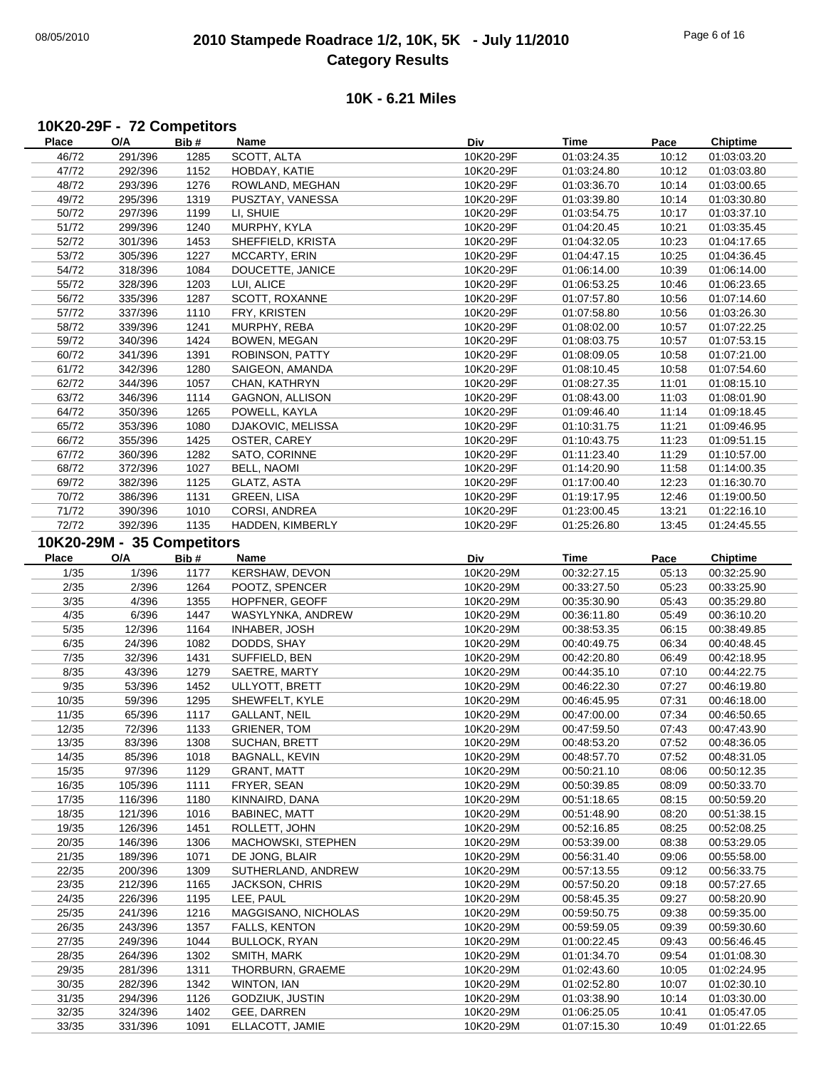# 2010 Stampede Roadrace 1/2, 10K, 5K - July 11/2010
## Category Results

### 10K - 6.21 Miles

#### 10K20-29F - 72 Competitors

| Place | O/A | Bib # | Name | Div | Time | Pace | Chiptime |
|---|---|---|---|---|---|---|---|
| 46/72 | 291/396 | 1285 | SCOTT, ALTA | 10K20-29F | 01:03:24.35 | 10:12 | 01:03:03.20 |
| 47/72 | 292/396 | 1152 | HOBDAY, KATIE | 10K20-29F | 01:03:24.80 | 10:12 | 01:03:03.80 |
| 48/72 | 293/396 | 1276 | ROWLAND, MEGHAN | 10K20-29F | 01:03:36.70 | 10:14 | 01:03:00.65 |
| 49/72 | 295/396 | 1319 | PUSZTAY, VANESSA | 10K20-29F | 01:03:39.80 | 10:14 | 01:03:30.80 |
| 50/72 | 297/396 | 1199 | LI, SHUIE | 10K20-29F | 01:03:54.75 | 10:17 | 01:03:37.10 |
| 51/72 | 299/396 | 1240 | MURPHY, KYLA | 10K20-29F | 01:04:20.45 | 10:21 | 01:03:35.45 |
| 52/72 | 301/396 | 1453 | SHEFFIELD, KRISTA | 10K20-29F | 01:04:32.05 | 10:23 | 01:04:17.65 |
| 53/72 | 305/396 | 1227 | MCCARTY, ERIN | 10K20-29F | 01:04:47.15 | 10:25 | 01:04:36.45 |
| 54/72 | 318/396 | 1084 | DOUCETTE, JANICE | 10K20-29F | 01:06:14.00 | 10:39 | 01:06:14.00 |
| 55/72 | 328/396 | 1203 | LUI, ALICE | 10K20-29F | 01:06:53.25 | 10:46 | 01:06:23.65 |
| 56/72 | 335/396 | 1287 | SCOTT, ROXANNE | 10K20-29F | 01:07:57.80 | 10:56 | 01:07:14.60 |
| 57/72 | 337/396 | 1110 | FRY, KRISTEN | 10K20-29F | 01:07:58.80 | 10:56 | 01:03:26.30 |
| 58/72 | 339/396 | 1241 | MURPHY, REBA | 10K20-29F | 01:08:02.00 | 10:57 | 01:07:22.25 |
| 59/72 | 340/396 | 1424 | BOWEN, MEGAN | 10K20-29F | 01:08:03.75 | 10:57 | 01:07:53.15 |
| 60/72 | 341/396 | 1391 | ROBINSON, PATTY | 10K20-29F | 01:08:09.05 | 10:58 | 01:07:21.00 |
| 61/72 | 342/396 | 1280 | SAIGEON, AMANDA | 10K20-29F | 01:08:10.45 | 10:58 | 01:07:54.60 |
| 62/72 | 344/396 | 1057 | CHAN, KATHRYN | 10K20-29F | 01:08:27.35 | 11:01 | 01:08:15.10 |
| 63/72 | 346/396 | 1114 | GAGNON, ALLISON | 10K20-29F | 01:08:43.00 | 11:03 | 01:08:01.90 |
| 64/72 | 350/396 | 1265 | POWELL, KAYLA | 10K20-29F | 01:09:46.40 | 11:14 | 01:09:18.45 |
| 65/72 | 353/396 | 1080 | DJAKOVIC, MELISSA | 10K20-29F | 01:10:31.75 | 11:21 | 01:09:46.95 |
| 66/72 | 355/396 | 1425 | OSTER, CAREY | 10K20-29F | 01:10:43.75 | 11:23 | 01:09:51.15 |
| 67/72 | 360/396 | 1282 | SATO, CORINNE | 10K20-29F | 01:11:23.40 | 11:29 | 01:10:57.00 |
| 68/72 | 372/396 | 1027 | BELL, NAOMI | 10K20-29F | 01:14:20.90 | 11:58 | 01:14:00.35 |
| 69/72 | 382/396 | 1125 | GLATZ, ASTA | 10K20-29F | 01:17:00.40 | 12:23 | 01:16:30.70 |
| 70/72 | 386/396 | 1131 | GREEN, LISA | 10K20-29F | 01:19:17.95 | 12:46 | 01:19:00.50 |
| 71/72 | 390/396 | 1010 | CORSI, ANDREA | 10K20-29F | 01:23:00.45 | 13:21 | 01:22:16.10 |
| 72/72 | 392/396 | 1135 | HADDEN, KIMBERLY | 10K20-29F | 01:25:26.80 | 13:45 | 01:24:45.55 |

#### 10K20-29M - 35 Competitors

| Place | O/A | Bib # | Name | Div | Time | Pace | Chiptime |
|---|---|---|---|---|---|---|---|
| 1/35 | 1/396 | 1177 | KERSHAW, DEVON | 10K20-29M | 00:32:27.15 | 05:13 | 00:32:25.90 |
| 2/35 | 2/396 | 1264 | POOTZ, SPENCER | 10K20-29M | 00:33:27.50 | 05:23 | 00:33:25.90 |
| 3/35 | 4/396 | 1355 | HOPFNER, GEOFF | 10K20-29M | 00:35:30.90 | 05:43 | 00:35:29.80 |
| 4/35 | 6/396 | 1447 | WASYLYNKA, ANDREW | 10K20-29M | 00:36:11.80 | 05:49 | 00:36:10.20 |
| 5/35 | 12/396 | 1164 | INHABER, JOSH | 10K20-29M | 00:38:53.35 | 06:15 | 00:38:49.85 |
| 6/35 | 24/396 | 1082 | DODDS, SHAY | 10K20-29M | 00:40:49.75 | 06:34 | 00:40:48.45 |
| 7/35 | 32/396 | 1431 | SUFFIELD, BEN | 10K20-29M | 00:42:20.80 | 06:49 | 00:42:18.95 |
| 8/35 | 43/396 | 1279 | SAETRE, MARTY | 10K20-29M | 00:44:35.10 | 07:10 | 00:44:22.75 |
| 9/35 | 53/396 | 1452 | ULLYOTT, BRETT | 10K20-29M | 00:46:22.30 | 07:27 | 00:46:19.80 |
| 10/35 | 59/396 | 1295 | SHEWFELT, KYLE | 10K20-29M | 00:46:45.95 | 07:31 | 00:46:18.00 |
| 11/35 | 65/396 | 1117 | GALLANT, NEIL | 10K20-29M | 00:47:00.00 | 07:34 | 00:46:50.65 |
| 12/35 | 72/396 | 1133 | GRIENER, TOM | 10K20-29M | 00:47:59.50 | 07:43 | 00:47:43.90 |
| 13/35 | 83/396 | 1308 | SUCHAN, BRETT | 10K20-29M | 00:48:53.20 | 07:52 | 00:48:36.05 |
| 14/35 | 85/396 | 1018 | BAGNALL, KEVIN | 10K20-29M | 00:48:57.70 | 07:52 | 00:48:31.05 |
| 15/35 | 97/396 | 1129 | GRANT, MATT | 10K20-29M | 00:50:21.10 | 08:06 | 00:50:12.35 |
| 16/35 | 105/396 | 1111 | FRYER, SEAN | 10K20-29M | 00:50:39.85 | 08:09 | 00:50:33.70 |
| 17/35 | 116/396 | 1180 | KINNAIRD, DANA | 10K20-29M | 00:51:18.65 | 08:15 | 00:50:59.20 |
| 18/35 | 121/396 | 1016 | BABINEC, MATT | 10K20-29M | 00:51:48.90 | 08:20 | 00:51:38.15 |
| 19/35 | 126/396 | 1451 | ROLLETT, JOHN | 10K20-29M | 00:52:16.85 | 08:25 | 00:52:08.25 |
| 20/35 | 146/396 | 1306 | MACHOWSKI, STEPHEN | 10K20-29M | 00:53:39.00 | 08:38 | 00:53:29.05 |
| 21/35 | 189/396 | 1071 | DE JONG, BLAIR | 10K20-29M | 00:56:31.40 | 09:06 | 00:55:58.00 |
| 22/35 | 200/396 | 1309 | SUTHERLAND, ANDREW | 10K20-29M | 00:57:13.55 | 09:12 | 00:56:33.75 |
| 23/35 | 212/396 | 1165 | JACKSON, CHRIS | 10K20-29M | 00:57:50.20 | 09:18 | 00:57:27.65 |
| 24/35 | 226/396 | 1195 | LEE, PAUL | 10K20-29M | 00:58:45.35 | 09:27 | 00:58:20.90 |
| 25/35 | 241/396 | 1216 | MAGGISANO, NICHOLAS | 10K20-29M | 00:59:50.75 | 09:38 | 00:59:35.00 |
| 26/35 | 243/396 | 1357 | FALLS, KENTON | 10K20-29M | 00:59:59.05 | 09:39 | 00:59:30.60 |
| 27/35 | 249/396 | 1044 | BULLOCK, RYAN | 10K20-29M | 01:00:22.45 | 09:43 | 00:56:46.45 |
| 28/35 | 264/396 | 1302 | SMITH, MARK | 10K20-29M | 01:01:34.70 | 09:54 | 01:01:08.30 |
| 29/35 | 281/396 | 1311 | THORBURN, GRAEME | 10K20-29M | 01:02:43.60 | 10:05 | 01:02:24.95 |
| 30/35 | 282/396 | 1342 | WINTON, IAN | 10K20-29M | 01:02:52.80 | 10:07 | 01:02:30.10 |
| 31/35 | 294/396 | 1126 | GODZIUK, JUSTIN | 10K20-29M | 01:03:38.90 | 10:14 | 01:03:30.00 |
| 32/35 | 324/396 | 1402 | GEE, DARREN | 10K20-29M | 01:06:25.05 | 10:41 | 01:05:47.05 |
| 33/35 | 331/396 | 1091 | ELLACOTT, JAMIE | 10K20-29M | 01:07:15.30 | 10:49 | 01:01:22.65 |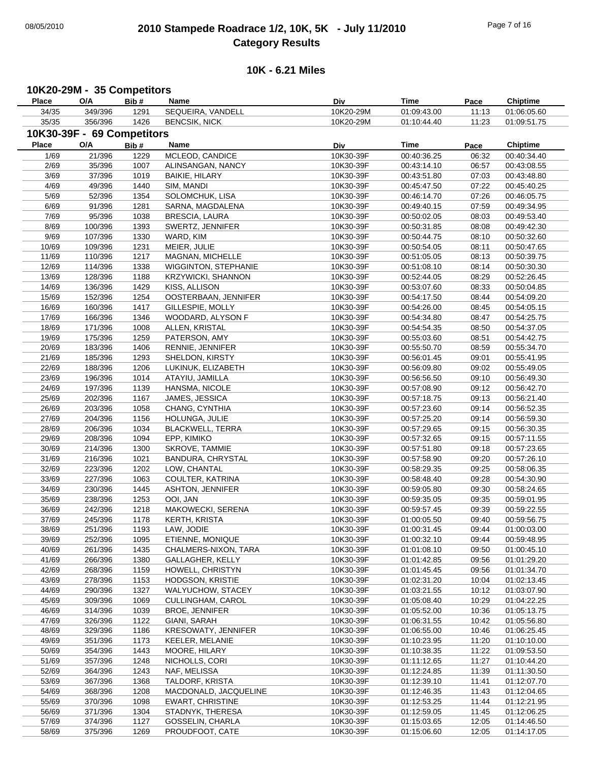# 2010 Stampede Roadrace 1/2, 10K, 5K - July 11/2010
## Category Results

### 10K - 6.21 Miles

#### 10K20-29M - 35 Competitors

| Place | O/A | Bib # | Name | Div | Time | Pace | Chiptime |
|---|---|---|---|---|---|---|---|
| 34/35 | 349/396 | 1291 | SEQUEIRA, VANDELL | 10K20-29M | 01:09:43.00 | 11:13 | 01:06:05.60 |
| 35/35 | 356/396 | 1426 | BENCSIK, NICK | 10K20-29M | 01:10:44.40 | 11:23 | 01:09:51.75 |

#### 10K30-39F - 69 Competitors

| Place | O/A | Bib # | Name | Div | Time | Pace | Chiptime |
|---|---|---|---|---|---|---|---|
| 1/69 | 21/396 | 1229 | MCLEOD, CANDICE | 10K30-39F | 00:40:36.25 | 06:32 | 00:40:34.40 |
| 2/69 | 35/396 | 1007 | ALINSANGAN, NANCY | 10K30-39F | 00:43:14.10 | 06:57 | 00:43:08.55 |
| 3/69 | 37/396 | 1019 | BAIKIE, HILARY | 10K30-39F | 00:43:51.80 | 07:03 | 00:43:48.80 |
| 4/69 | 49/396 | 1440 | SIM, MANDI | 10K30-39F | 00:45:47.50 | 07:22 | 00:45:40.25 |
| 5/69 | 52/396 | 1354 | SOLOMCHUK, LISA | 10K30-39F | 00:46:14.70 | 07:26 | 00:46:05.75 |
| 6/69 | 91/396 | 1281 | SARNA, MAGDALENA | 10K30-39F | 00:49:40.15 | 07:59 | 00:49:34.95 |
| 7/69 | 95/396 | 1038 | BRESCIA, LAURA | 10K30-39F | 00:50:02.05 | 08:03 | 00:49:53.40 |
| 8/69 | 100/396 | 1393 | SWERTZ, JENNIFER | 10K30-39F | 00:50:31.85 | 08:08 | 00:49:42.30 |
| 9/69 | 107/396 | 1330 | WARD, KIM | 10K30-39F | 00:50:44.75 | 08:10 | 00:50:32.60 |
| 10/69 | 109/396 | 1231 | MEIER, JULIE | 10K30-39F | 00:50:54.05 | 08:11 | 00:50:47.65 |
| 11/69 | 110/396 | 1217 | MAGNAN, MICHELLE | 10K30-39F | 00:51:05.05 | 08:13 | 00:50:39.75 |
| 12/69 | 114/396 | 1338 | WIGGINTON, STEPHANIE | 10K30-39F | 00:51:08.10 | 08:14 | 00:50:30.30 |
| 13/69 | 128/396 | 1188 | KRZYWICKI, SHANNON | 10K30-39F | 00:52:44.05 | 08:29 | 00:52:26.45 |
| 14/69 | 136/396 | 1429 | KISS, ALLISON | 10K30-39F | 00:53:07.60 | 08:33 | 00:50:04.85 |
| 15/69 | 152/396 | 1254 | OOSTERBAAN, JENNIFER | 10K30-39F | 00:54:17.50 | 08:44 | 00:54:09.20 |
| 16/69 | 160/396 | 1417 | GILLESPIE, MOLLY | 10K30-39F | 00:54:26.00 | 08:45 | 00:54:05.15 |
| 17/69 | 166/396 | 1346 | WOODARD, ALYSON F | 10K30-39F | 00:54:34.80 | 08:47 | 00:54:25.75 |
| 18/69 | 171/396 | 1008 | ALLEN, KRISTAL | 10K30-39F | 00:54:54.35 | 08:50 | 00:54:37.05 |
| 19/69 | 175/396 | 1259 | PATERSON, AMY | 10K30-39F | 00:55:03.60 | 08:51 | 00:54:42.75 |
| 20/69 | 183/396 | 1406 | RENNIE, JENNIFER | 10K30-39F | 00:55:50.70 | 08:59 | 00:55:34.70 |
| 21/69 | 185/396 | 1293 | SHELDON, KIRSTY | 10K30-39F | 00:56:01.45 | 09:01 | 00:55:41.95 |
| 22/69 | 188/396 | 1206 | LUKINUK, ELIZABETH | 10K30-39F | 00:56:09.80 | 09:02 | 00:55:49.05 |
| 23/69 | 196/396 | 1014 | ATAYIU, JAMILLA | 10K30-39F | 00:56:56.50 | 09:10 | 00:56:49.30 |
| 24/69 | 197/396 | 1139 | HANSMA, NICOLE | 10K30-39F | 00:57:08.90 | 09:12 | 00:56:42.70 |
| 25/69 | 202/396 | 1167 | JAMES, JESSICA | 10K30-39F | 00:57:18.75 | 09:13 | 00:56:21.40 |
| 26/69 | 203/396 | 1058 | CHANG, CYNTHIA | 10K30-39F | 00:57:23.60 | 09:14 | 00:56:52.35 |
| 27/69 | 204/396 | 1156 | HOLUNGA, JULIE | 10K30-39F | 00:57:25.20 | 09:14 | 00:56:59.30 |
| 28/69 | 206/396 | 1034 | BLACKWELL, TERRA | 10K30-39F | 00:57:29.65 | 09:15 | 00:56:30.35 |
| 29/69 | 208/396 | 1094 | EPP, KIMIKO | 10K30-39F | 00:57:32.65 | 09:15 | 00:57:11.55 |
| 30/69 | 214/396 | 1300 | SKROVE, TAMMIE | 10K30-39F | 00:57:51.80 | 09:18 | 00:57:23.65 |
| 31/69 | 216/396 | 1021 | BANDURA, CHRYSTAL | 10K30-39F | 00:57:58.90 | 09:20 | 00:57:26.10 |
| 32/69 | 223/396 | 1202 | LOW, CHANTAL | 10K30-39F | 00:58:29.35 | 09:25 | 00:58:06.35 |
| 33/69 | 227/396 | 1063 | COULTER, KATRINA | 10K30-39F | 00:58:48.40 | 09:28 | 00:54:30.90 |
| 34/69 | 230/396 | 1445 | ASHTON, JENNIFER | 10K30-39F | 00:59:05.80 | 09:30 | 00:58:24.65 |
| 35/69 | 238/396 | 1253 | OOI, JAN | 10K30-39F | 00:59:35.05 | 09:35 | 00:59:01.95 |
| 36/69 | 242/396 | 1218 | MAKOWECKI, SERENA | 10K30-39F | 00:59:57.45 | 09:39 | 00:59:22.55 |
| 37/69 | 245/396 | 1178 | KERTH, KRISTA | 10K30-39F | 01:00:05.50 | 09:40 | 00:59:56.75 |
| 38/69 | 251/396 | 1193 | LAW, JODIE | 10K30-39F | 01:00:31.45 | 09:44 | 01:00:03.00 |
| 39/69 | 252/396 | 1095 | ETIENNE, MONIQUE | 10K30-39F | 01:00:32.10 | 09:44 | 00:59:48.95 |
| 40/69 | 261/396 | 1435 | CHALMERS-NIXON, TARA | 10K30-39F | 01:01:08.10 | 09:50 | 01:00:45.10 |
| 41/69 | 266/396 | 1380 | GALLAGHER, KELLY | 10K30-39F | 01:01:42.85 | 09:56 | 01:01:29.20 |
| 42/69 | 268/396 | 1159 | HOWELL, CHRISTYN | 10K30-39F | 01:01:45.45 | 09:56 | 01:01:34.70 |
| 43/69 | 278/396 | 1153 | HODGSON, KRISTIE | 10K30-39F | 01:02:31.20 | 10:04 | 01:02:13.45 |
| 44/69 | 290/396 | 1327 | WALYUCHOW, STACEY | 10K30-39F | 01:03:21.55 | 10:12 | 01:03:07.90 |
| 45/69 | 309/396 | 1069 | CULLINGHAM, CAROL | 10K30-39F | 01:05:08.40 | 10:29 | 01:04:22.25 |
| 46/69 | 314/396 | 1039 | BROE, JENNIFER | 10K30-39F | 01:05:52.00 | 10:36 | 01:05:13.75 |
| 47/69 | 326/396 | 1122 | GIANI, SARAH | 10K30-39F | 01:06:31.55 | 10:42 | 01:05:56.80 |
| 48/69 | 329/396 | 1186 | KRESOWATY, JENNIFER | 10K30-39F | 01:06:55.00 | 10:46 | 01:06:25.45 |
| 49/69 | 351/396 | 1173 | KEELER, MELANIE | 10K30-39F | 01:10:23.95 | 11:20 | 01:10:10.00 |
| 50/69 | 354/396 | 1443 | MOORE, HILARY | 10K30-39F | 01:10:38.35 | 11:22 | 01:09:53.50 |
| 51/69 | 357/396 | 1248 | NICHOLLS, CORI | 10K30-39F | 01:11:12.65 | 11:27 | 01:10:44.20 |
| 52/69 | 364/396 | 1243 | NAF, MELISSA | 10K30-39F | 01:12:24.85 | 11:39 | 01:11:30.50 |
| 53/69 | 367/396 | 1368 | TALDORF, KRISTA | 10K30-39F | 01:12:39.10 | 11:41 | 01:12:07.70 |
| 54/69 | 368/396 | 1208 | MACDONALD, JACQUELINE | 10K30-39F | 01:12:46.35 | 11:43 | 01:12:04.65 |
| 55/69 | 370/396 | 1098 | EWART, CHRISTINE | 10K30-39F | 01:12:53.25 | 11:44 | 01:12:21.95 |
| 56/69 | 371/396 | 1304 | STADNYK, THERESA | 10K30-39F | 01:12:59.05 | 11:45 | 01:12:06.25 |
| 57/69 | 374/396 | 1127 | GOSSELIN, CHARLA | 10K30-39F | 01:15:03.65 | 12:05 | 01:14:46.50 |
| 58/69 | 375/396 | 1269 | PROUDFOOT, CATE | 10K30-39F | 01:15:06.60 | 12:05 | 01:14:17.05 |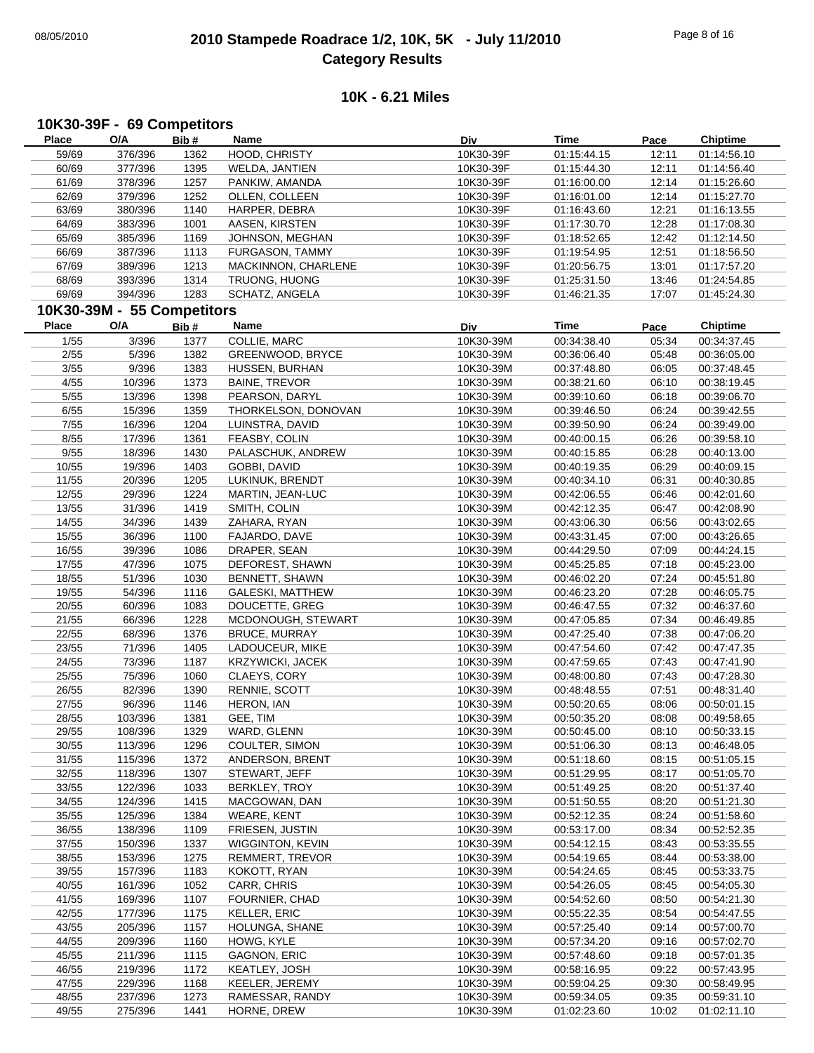# 2010 Stampede Roadrace 1/2, 10K, 5K - July 11/2010
## Category Results

### 10K - 6.21 Miles

#### 10K30-39F - 69 Competitors

| Place | O/A | Bib # | Name | Div | Time | Pace | Chiptime |
|---|---|---|---|---|---|---|---|
| 59/69 | 376/396 | 1362 | HOOD, CHRISTY | 10K30-39F | 01:15:44.15 | 12:11 | 01:14:56.10 |
| 60/69 | 377/396 | 1395 | WELDA, JANTIEN | 10K30-39F | 01:15:44.30 | 12:11 | 01:14:56.40 |
| 61/69 | 378/396 | 1257 | PANKIW, AMANDA | 10K30-39F | 01:16:00.00 | 12:14 | 01:15:26.60 |
| 62/69 | 379/396 | 1252 | OLLEN, COLLEEN | 10K30-39F | 01:16:01.00 | 12:14 | 01:15:27.70 |
| 63/69 | 380/396 | 1140 | HARPER, DEBRA | 10K30-39F | 01:16:43.60 | 12:21 | 01:16:13.55 |
| 64/69 | 383/396 | 1001 | AASEN, KIRSTEN | 10K30-39F | 01:17:30.70 | 12:28 | 01:17:08.30 |
| 65/69 | 385/396 | 1169 | JOHNSON, MEGHAN | 10K30-39F | 01:18:52.65 | 12:42 | 01:12:14.50 |
| 66/69 | 387/396 | 1113 | FURGASON, TAMMY | 10K30-39F | 01:19:54.95 | 12:51 | 01:18:56.50 |
| 67/69 | 389/396 | 1213 | MACKINNON, CHARLENE | 10K30-39F | 01:20:56.75 | 13:01 | 01:17:57.20 |
| 68/69 | 393/396 | 1314 | TRUONG, HUONG | 10K30-39F | 01:25:31.50 | 13:46 | 01:24:54.85 |
| 69/69 | 394/396 | 1283 | SCHATZ, ANGELA | 10K30-39F | 01:46:21.35 | 17:07 | 01:45:24.30 |

#### 10K30-39M - 55 Competitors

| Place | O/A | Bib # | Name | Div | Time | Pace | Chiptime |
|---|---|---|---|---|---|---|---|
| 1/55 | 3/396 | 1377 | COLLIE, MARC | 10K30-39M | 00:34:38.40 | 05:34 | 00:34:37.45 |
| 2/55 | 5/396 | 1382 | GREENWOOD, BRYCE | 10K30-39M | 00:36:06.40 | 05:48 | 00:36:05.00 |
| 3/55 | 9/396 | 1383 | HUSSEN, BURHAN | 10K30-39M | 00:37:48.80 | 06:05 | 00:37:48.45 |
| 4/55 | 10/396 | 1373 | BAINE, TREVOR | 10K30-39M | 00:38:21.60 | 06:10 | 00:38:19.45 |
| 5/55 | 13/396 | 1398 | PEARSON, DARYL | 10K30-39M | 00:39:10.60 | 06:18 | 00:39:06.70 |
| 6/55 | 15/396 | 1359 | THORKELSON, DONOVAN | 10K30-39M | 00:39:46.50 | 06:24 | 00:39:42.55 |
| 7/55 | 16/396 | 1204 | LUINSTRA, DAVID | 10K30-39M | 00:39:50.90 | 06:24 | 00:39:49.00 |
| 8/55 | 17/396 | 1361 | FEASBY, COLIN | 10K30-39M | 00:40:00.15 | 06:26 | 00:39:58.10 |
| 9/55 | 18/396 | 1430 | PALASCHUK, ANDREW | 10K30-39M | 00:40:15.85 | 06:28 | 00:40:13.00 |
| 10/55 | 19/396 | 1403 | GOBBI, DAVID | 10K30-39M | 00:40:19.35 | 06:29 | 00:40:09.15 |
| 11/55 | 20/396 | 1205 | LUKINUK, BRENDT | 10K30-39M | 00:40:34.10 | 06:31 | 00:40:30.85 |
| 12/55 | 29/396 | 1224 | MARTIN, JEAN-LUC | 10K30-39M | 00:42:06.55 | 06:46 | 00:42:01.60 |
| 13/55 | 31/396 | 1419 | SMITH, COLIN | 10K30-39M | 00:42:12.35 | 06:47 | 00:42:08.90 |
| 14/55 | 34/396 | 1439 | ZAHARA, RYAN | 10K30-39M | 00:43:06.30 | 06:56 | 00:43:02.65 |
| 15/55 | 36/396 | 1100 | FAJARDO, DAVE | 10K30-39M | 00:43:31.45 | 07:00 | 00:43:26.65 |
| 16/55 | 39/396 | 1086 | DRAPER, SEAN | 10K30-39M | 00:44:29.50 | 07:09 | 00:44:24.15 |
| 17/55 | 47/396 | 1075 | DEFOREST, SHAWN | 10K30-39M | 00:45:25.85 | 07:18 | 00:45:23.00 |
| 18/55 | 51/396 | 1030 | BENNETT, SHAWN | 10K30-39M | 00:46:02.20 | 07:24 | 00:45:51.80 |
| 19/55 | 54/396 | 1116 | GALESKI, MATTHEW | 10K30-39M | 00:46:23.20 | 07:28 | 00:46:05.75 |
| 20/55 | 60/396 | 1083 | DOUCETTE, GREG | 10K30-39M | 00:46:47.55 | 07:32 | 00:46:37.60 |
| 21/55 | 66/396 | 1228 | MCDONOUGH, STEWART | 10K30-39M | 00:47:05.85 | 07:34 | 00:46:49.85 |
| 22/55 | 68/396 | 1376 | BRUCE, MURRAY | 10K30-39M | 00:47:25.40 | 07:38 | 00:47:06.20 |
| 23/55 | 71/396 | 1405 | LADOUCEUR, MIKE | 10K30-39M | 00:47:54.60 | 07:42 | 00:47:47.35 |
| 24/55 | 73/396 | 1187 | KRZYWICKI, JACEK | 10K30-39M | 00:47:59.65 | 07:43 | 00:47:41.90 |
| 25/55 | 75/396 | 1060 | CLAEYS, CORY | 10K30-39M | 00:48:00.80 | 07:43 | 00:47:28.30 |
| 26/55 | 82/396 | 1390 | RENNIE, SCOTT | 10K30-39M | 00:48:48.55 | 07:51 | 00:48:31.40 |
| 27/55 | 96/396 | 1146 | HERON, IAN | 10K30-39M | 00:50:20.65 | 08:06 | 00:50:01.15 |
| 28/55 | 103/396 | 1381 | GEE, TIM | 10K30-39M | 00:50:35.20 | 08:08 | 00:49:58.65 |
| 29/55 | 108/396 | 1329 | WARD, GLENN | 10K30-39M | 00:50:45.00 | 08:10 | 00:50:33.15 |
| 30/55 | 113/396 | 1296 | COULTER, SIMON | 10K30-39M | 00:51:06.30 | 08:13 | 00:46:48.05 |
| 31/55 | 115/396 | 1372 | ANDERSON, BRENT | 10K30-39M | 00:51:18.60 | 08:15 | 00:51:05.15 |
| 32/55 | 118/396 | 1307 | STEWART, JEFF | 10K30-39M | 00:51:29.95 | 08:17 | 00:51:05.70 |
| 33/55 | 122/396 | 1033 | BERKLEY, TROY | 10K30-39M | 00:51:49.25 | 08:20 | 00:51:37.40 |
| 34/55 | 124/396 | 1415 | MACGOWAN, DAN | 10K30-39M | 00:51:50.55 | 08:20 | 00:51:21.30 |
| 35/55 | 125/396 | 1384 | WEARE, KENT | 10K30-39M | 00:52:12.35 | 08:24 | 00:51:58.60 |
| 36/55 | 138/396 | 1109 | FRIESEN, JUSTIN | 10K30-39M | 00:53:17.00 | 08:34 | 00:52:52.35 |
| 37/55 | 150/396 | 1337 | WIGGINTON, KEVIN | 10K30-39M | 00:54:12.15 | 08:43 | 00:53:35.55 |
| 38/55 | 153/396 | 1275 | REMMERT, TREVOR | 10K30-39M | 00:54:19.65 | 08:44 | 00:53:38.00 |
| 39/55 | 157/396 | 1183 | KOKOTT, RYAN | 10K30-39M | 00:54:24.65 | 08:45 | 00:53:33.75 |
| 40/55 | 161/396 | 1052 | CARR, CHRIS | 10K30-39M | 00:54:26.05 | 08:45 | 00:54:05.30 |
| 41/55 | 169/396 | 1107 | FOURNIER, CHAD | 10K30-39M | 00:54:52.60 | 08:50 | 00:54:21.30 |
| 42/55 | 177/396 | 1175 | KELLER, ERIC | 10K30-39M | 00:55:22.35 | 08:54 | 00:54:47.55 |
| 43/55 | 205/396 | 1157 | HOLUNGA, SHANE | 10K30-39M | 00:57:25.40 | 09:14 | 00:57:00.70 |
| 44/55 | 209/396 | 1160 | HOWG, KYLE | 10K30-39M | 00:57:34.20 | 09:16 | 00:57:02.70 |
| 45/55 | 211/396 | 1115 | GAGNON, ERIC | 10K30-39M | 00:57:48.60 | 09:18 | 00:57:01.35 |
| 46/55 | 219/396 | 1172 | KEATLEY, JOSH | 10K30-39M | 00:58:16.95 | 09:22 | 00:57:43.95 |
| 47/55 | 229/396 | 1168 | KEELER, JEREMY | 10K30-39M | 00:59:04.25 | 09:30 | 00:58:49.95 |
| 48/55 | 237/396 | 1273 | RAMESSAR, RANDY | 10K30-39M | 00:59:34.05 | 09:35 | 00:59:31.10 |
| 49/55 | 275/396 | 1441 | HORNE, DREW | 10K30-39M | 01:02:23.60 | 10:02 | 01:02:11.10 |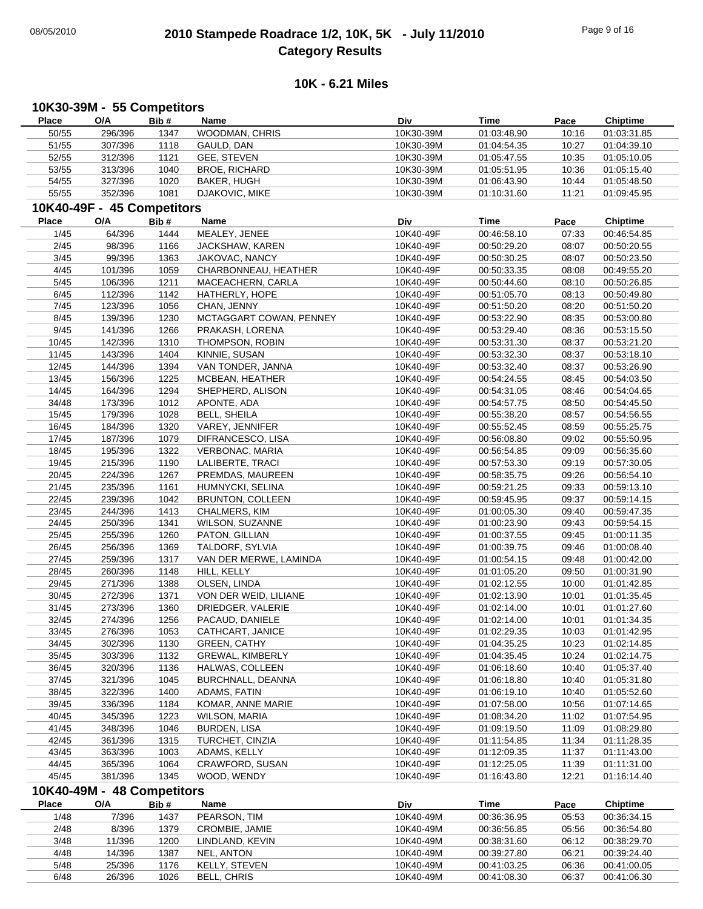# 2010 Stampede Roadrace 1/2, 10K, 5K - July 11/2010
## Category Results

### 10K - 6.21 Miles

#### 10K30-39M - 55 Competitors

| Place | O/A | Bib # | Name | Div | Time | Pace | Chiptime |
|---|---|---|---|---|---|---|---|
| 50/55 | 296/396 | 1347 | WOODMAN, CHRIS | 10K30-39M | 01:03:48.90 | 10:16 | 01:03:31.85 |
| 51/55 | 307/396 | 1118 | GAULD, DAN | 10K30-39M | 01:04:54.35 | 10:27 | 01:04:39.10 |
| 52/55 | 312/396 | 1121 | GEE, STEVEN | 10K30-39M | 01:05:47.55 | 10:35 | 01:05:10.05 |
| 53/55 | 313/396 | 1040 | BROE, RICHARD | 10K30-39M | 01:05:51.95 | 10:36 | 01:05:15.40 |
| 54/55 | 327/396 | 1020 | BAKER, HUGH | 10K30-39M | 01:06:43.90 | 10:44 | 01:05:48.50 |
| 55/55 | 352/396 | 1081 | DJAKOVIC, MIKE | 10K30-39M | 01:10:31.60 | 11:21 | 01:09:45.95 |

#### 10K40-49F - 45 Competitors

| Place | O/A | Bib # | Name | Div | Time | Pace | Chiptime |
|---|---|---|---|---|---|---|---|
| 1/45 | 64/396 | 1444 | MEALEY, JENEE | 10K40-49F | 00:46:58.10 | 07:33 | 00:46:54.85 |
| 2/45 | 98/396 | 1166 | JACKSHAW, KAREN | 10K40-49F | 00:50:29.20 | 08:07 | 00:50:20.55 |
| 3/45 | 99/396 | 1363 | JAKOVAC, NANCY | 10K40-49F | 00:50:30.25 | 08:07 | 00:50:23.50 |
| 4/45 | 101/396 | 1059 | CHARBONNEAU, HEATHER | 10K40-49F | 00:50:33.35 | 08:08 | 00:49:55.20 |
| 5/45 | 106/396 | 1211 | MACEACHERN, CARLA | 10K40-49F | 00:50:44.60 | 08:10 | 00:50:26.85 |
| 6/45 | 112/396 | 1142 | HATHERLY, HOPE | 10K40-49F | 00:51:05.70 | 08:13 | 00:50:49.80 |
| 7/45 | 123/396 | 1056 | CHAN, JENNY | 10K40-49F | 00:51:50.20 | 08:20 | 00:51:50.20 |
| 8/45 | 139/396 | 1230 | MCTAGGART COWAN, PENNEY | 10K40-49F | 00:53:22.90 | 08:35 | 00:53:00.80 |
| 9/45 | 141/396 | 1266 | PRAKASH, LORENA | 10K40-49F | 00:53:29.40 | 08:36 | 00:53:15.50 |
| 10/45 | 142/396 | 1310 | THOMPSON, ROBIN | 10K40-49F | 00:53:31.30 | 08:37 | 00:53:21.20 |
| 11/45 | 143/396 | 1404 | KINNIE, SUSAN | 10K40-49F | 00:53:32.30 | 08:37 | 00:53:18.10 |
| 12/45 | 144/396 | 1394 | VAN TONDER, JANNA | 10K40-49F | 00:53:32.40 | 08:37 | 00:53:26.90 |
| 13/45 | 156/396 | 1225 | MCBEAN, HEATHER | 10K40-49F | 00:54:24.55 | 08:45 | 00:54:03.50 |
| 14/45 | 164/396 | 1294 | SHEPHERD, ALISON | 10K40-49F | 00:54:31.05 | 08:46 | 00:54:04.65 |
| 34/48 | 173/396 | 1012 | APONTE, ADA | 10K40-49F | 00:54:57.75 | 08:50 | 00:54:45.50 |
| 15/45 | 179/396 | 1028 | BELL, SHEILA | 10K40-49F | 00:55:38.20 | 08:57 | 00:54:56.55 |
| 16/45 | 184/396 | 1320 | VAREY, JENNIFER | 10K40-49F | 00:55:52.45 | 08:59 | 00:55:25.75 |
| 17/45 | 187/396 | 1079 | DIFRANCESCO, LISA | 10K40-49F | 00:56:08.80 | 09:02 | 00:55:50.95 |
| 18/45 | 195/396 | 1322 | VERBONAC, MARIA | 10K40-49F | 00:56:54.85 | 09:09 | 00:56:35.60 |
| 19/45 | 215/396 | 1190 | LALIBERTE, TRACI | 10K40-49F | 00:57:53.30 | 09:19 | 00:57:30.05 |
| 20/45 | 224/396 | 1267 | PREMDAS, MAUREEN | 10K40-49F | 00:58:35.75 | 09:26 | 00:56:54.10 |
| 21/45 | 235/396 | 1161 | HUMNYCKI, SELINA | 10K40-49F | 00:59:21.25 | 09:33 | 00:59:13.10 |
| 22/45 | 239/396 | 1042 | BRUNTON, COLLEEN | 10K40-49F | 00:59:45.95 | 09:37 | 00:59:14.15 |
| 23/45 | 244/396 | 1413 | CHALMERS, KIM | 10K40-49F | 01:00:05.30 | 09:40 | 00:59:47.35 |
| 24/45 | 250/396 | 1341 | WILSON, SUZANNE | 10K40-49F | 01:00:23.90 | 09:43 | 00:59:54.15 |
| 25/45 | 255/396 | 1260 | PATON, GILLIAN | 10K40-49F | 01:00:37.55 | 09:45 | 01:00:11.35 |
| 26/45 | 256/396 | 1369 | TALDORF, SYLVIA | 10K40-49F | 01:00:39.75 | 09:46 | 01:00:08.40 |
| 27/45 | 259/396 | 1317 | VAN DER MERWE, LAMINDA | 10K40-49F | 01:00:54.15 | 09:48 | 01:00:42.00 |
| 28/45 | 260/396 | 1148 | HILL, KELLY | 10K40-49F | 01:01:05.20 | 09:50 | 01:00:31.90 |
| 29/45 | 271/396 | 1388 | OLSEN, LINDA | 10K40-49F | 01:02:12.55 | 10:00 | 01:01:42.85 |
| 30/45 | 272/396 | 1371 | VON DER WEID, LILIANE | 10K40-49F | 01:02:13.90 | 10:01 | 01:01:35.45 |
| 31/45 | 273/396 | 1360 | DRIEDGER, VALERIE | 10K40-49F | 01:02:14.00 | 10:01 | 01:01:27.60 |
| 32/45 | 274/396 | 1256 | PACAUD, DANIELE | 10K40-49F | 01:02:14.00 | 10:01 | 01:01:34.35 |
| 33/45 | 276/396 | 1053 | CATHCART, JANICE | 10K40-49F | 01:02:29.35 | 10:03 | 01:01:42.95 |
| 34/45 | 302/396 | 1130 | GREEN, CATHY | 10K40-49F | 01:04:35.25 | 10:23 | 01:02:14.85 |
| 35/45 | 303/396 | 1132 | GREWAL, KIMBERLY | 10K40-49F | 01:04:35.45 | 10:24 | 01:02:14.75 |
| 36/45 | 320/396 | 1136 | HALWAS, COLLEEN | 10K40-49F | 01:06:18.60 | 10:40 | 01:05:37.40 |
| 37/45 | 321/396 | 1045 | BURCHNALL, DEANNA | 10K40-49F | 01:06:18.80 | 10:40 | 01:05:31.80 |
| 38/45 | 322/396 | 1400 | ADAMS, FATIN | 10K40-49F | 01:06:19.10 | 10:40 | 01:05:52.60 |
| 39/45 | 336/396 | 1184 | KOMAR, ANNE MARIE | 10K40-49F | 01:07:58.00 | 10:56 | 01:07:14.65 |
| 40/45 | 345/396 | 1223 | WILSON, MARIA | 10K40-49F | 01:08:34.20 | 11:02 | 01:07:54.95 |
| 41/45 | 348/396 | 1046 | BURDEN, LISA | 10K40-49F | 01:09:19.50 | 11:09 | 01:08:29.80 |
| 42/45 | 361/396 | 1315 | TURCHET, CINZIA | 10K40-49F | 01:11:54.85 | 11:34 | 01:11:28.35 |
| 43/45 | 363/396 | 1003 | ADAMS, KELLY | 10K40-49F | 01:12:09.35 | 11:37 | 01:11:43.00 |
| 44/45 | 365/396 | 1064 | CRAWFORD, SUSAN | 10K40-49F | 01:12:25.05 | 11:39 | 01:11:31.00 |
| 45/45 | 381/396 | 1345 | WOOD, WENDY | 10K40-49F | 01:16:43.80 | 12:21 | 01:16:14.40 |

#### 10K40-49M - 48 Competitors

| Place | O/A | Bib # | Name | Div | Time | Pace | Chiptime |
|---|---|---|---|---|---|---|---|
| 1/48 | 7/396 | 1437 | PEARSON, TIM | 10K40-49M | 00:36:36.95 | 05:53 | 00:36:34.15 |
| 2/48 | 8/396 | 1379 | CROMBIE, JAMIE | 10K40-49M | 00:36:56.85 | 05:56 | 00:36:54.80 |
| 3/48 | 11/396 | 1200 | LINDLAND, KEVIN | 10K40-49M | 00:38:31.60 | 06:12 | 00:38:29.70 |
| 4/48 | 14/396 | 1387 | NEL, ANTON | 10K40-49M | 00:39:27.80 | 06:21 | 00:39:24.40 |
| 5/48 | 25/396 | 1176 | KELLY, STEVEN | 10K40-49M | 00:41:03.25 | 06:36 | 00:41:00.05 |
| 6/48 | 26/396 | 1026 | BELL, CHRIS | 10K40-49M | 00:41:08.30 | 06:37 | 00:41:06.30 |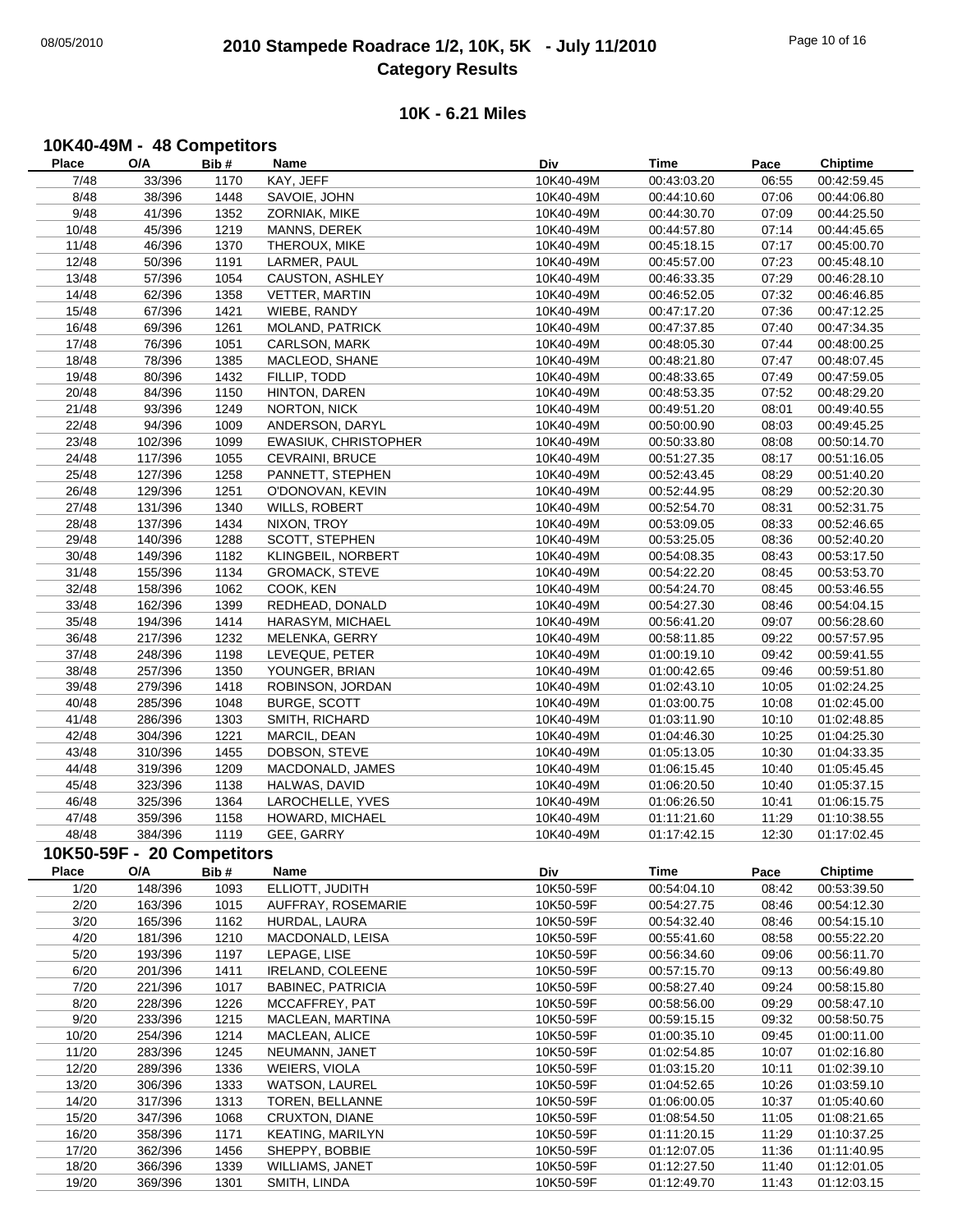# 2010 Stampede Roadrace 1/2, 10K, 5K - July 11/2010
## Category Results

### 10K - 6.21 Miles

#### 10K40-49M - 48 Competitors

| Place | O/A | Bib # | Name | Div | Time | Pace | Chiptime |
|---|---|---|---|---|---|---|---|
| 7/48 | 33/396 | 1170 | KAY, JEFF | 10K40-49M | 00:43:03.20 | 06:55 | 00:42:59.45 |
| 8/48 | 38/396 | 1448 | SAVOIE, JOHN | 10K40-49M | 00:44:10.60 | 07:06 | 00:44:06.80 |
| 9/48 | 41/396 | 1352 | ZORNIAK, MIKE | 10K40-49M | 00:44:30.70 | 07:09 | 00:44:25.50 |
| 10/48 | 45/396 | 1219 | MANNS, DEREK | 10K40-49M | 00:44:57.80 | 07:14 | 00:44:45.65 |
| 11/48 | 46/396 | 1370 | THEROUX, MIKE | 10K40-49M | 00:45:18.15 | 07:17 | 00:45:00.70 |
| 12/48 | 50/396 | 1191 | LARMER, PAUL | 10K40-49M | 00:45:57.00 | 07:23 | 00:45:48.10 |
| 13/48 | 57/396 | 1054 | CAUSTON, ASHLEY | 10K40-49M | 00:46:33.35 | 07:29 | 00:46:28.10 |
| 14/48 | 62/396 | 1358 | VETTER, MARTIN | 10K40-49M | 00:46:52.05 | 07:32 | 00:46:46.85 |
| 15/48 | 67/396 | 1421 | WIEBE, RANDY | 10K40-49M | 00:47:17.20 | 07:36 | 00:47:12.25 |
| 16/48 | 69/396 | 1261 | MOLAND, PATRICK | 10K40-49M | 00:47:37.85 | 07:40 | 00:47:34.35 |
| 17/48 | 76/396 | 1051 | CARLSON, MARK | 10K40-49M | 00:48:05.30 | 07:44 | 00:48:00.25 |
| 18/48 | 78/396 | 1385 | MACLEOD, SHANE | 10K40-49M | 00:48:21.80 | 07:47 | 00:48:07.45 |
| 19/48 | 80/396 | 1432 | FILLIP, TODD | 10K40-49M | 00:48:33.65 | 07:49 | 00:47:59.05 |
| 20/48 | 84/396 | 1150 | HINTON, DAREN | 10K40-49M | 00:48:53.35 | 07:52 | 00:48:29.20 |
| 21/48 | 93/396 | 1249 | NORTON, NICK | 10K40-49M | 00:49:51.20 | 08:01 | 00:49:40.55 |
| 22/48 | 94/396 | 1009 | ANDERSON, DARYL | 10K40-49M | 00:50:00.90 | 08:03 | 00:49:45.25 |
| 23/48 | 102/396 | 1099 | EWASIUK, CHRISTOPHER | 10K40-49M | 00:50:33.80 | 08:08 | 00:50:14.70 |
| 24/48 | 117/396 | 1055 | CEVRAINI, BRUCE | 10K40-49M | 00:51:27.35 | 08:17 | 00:51:16.05 |
| 25/48 | 127/396 | 1258 | PANNETT, STEPHEN | 10K40-49M | 00:52:43.45 | 08:29 | 00:51:40.20 |
| 26/48 | 129/396 | 1251 | O'DONOVAN, KEVIN | 10K40-49M | 00:52:44.95 | 08:29 | 00:52:20.30 |
| 27/48 | 131/396 | 1340 | WILLS, ROBERT | 10K40-49M | 00:52:54.70 | 08:31 | 00:52:31.75 |
| 28/48 | 137/396 | 1434 | NIXON, TROY | 10K40-49M | 00:53:09.05 | 08:33 | 00:52:46.65 |
| 29/48 | 140/396 | 1288 | SCOTT, STEPHEN | 10K40-49M | 00:53:25.05 | 08:36 | 00:52:40.20 |
| 30/48 | 149/396 | 1182 | KLINGBEIL, NORBERT | 10K40-49M | 00:54:08.35 | 08:43 | 00:53:17.50 |
| 31/48 | 155/396 | 1134 | GROMACK, STEVE | 10K40-49M | 00:54:22.20 | 08:45 | 00:53:53.70 |
| 32/48 | 158/396 | 1062 | COOK, KEN | 10K40-49M | 00:54:24.70 | 08:45 | 00:53:46.55 |
| 33/48 | 162/396 | 1399 | REDHEAD, DONALD | 10K40-49M | 00:54:27.30 | 08:46 | 00:54:04.15 |
| 35/48 | 194/396 | 1414 | HARASYM, MICHAEL | 10K40-49M | 00:56:41.20 | 09:07 | 00:56:28.60 |
| 36/48 | 217/396 | 1232 | MELENKA, GERRY | 10K40-49M | 00:58:11.85 | 09:22 | 00:57:57.95 |
| 37/48 | 248/396 | 1198 | LEVEQUE, PETER | 10K40-49M | 01:00:19.10 | 09:42 | 00:59:41.55 |
| 38/48 | 257/396 | 1350 | YOUNGER, BRIAN | 10K40-49M | 01:00:42.65 | 09:46 | 00:59:51.80 |
| 39/48 | 279/396 | 1418 | ROBINSON, JORDAN | 10K40-49M | 01:02:43.10 | 10:05 | 01:02:24.25 |
| 40/48 | 285/396 | 1048 | BURGE, SCOTT | 10K40-49M | 01:03:00.75 | 10:08 | 01:02:45.00 |
| 41/48 | 286/396 | 1303 | SMITH, RICHARD | 10K40-49M | 01:03:11.90 | 10:10 | 01:02:48.85 |
| 42/48 | 304/396 | 1221 | MARCIL, DEAN | 10K40-49M | 01:04:46.30 | 10:25 | 01:04:25.30 |
| 43/48 | 310/396 | 1455 | DOBSON, STEVE | 10K40-49M | 01:05:13.05 | 10:30 | 01:04:33.35 |
| 44/48 | 319/396 | 1209 | MACDONALD, JAMES | 10K40-49M | 01:06:15.45 | 10:40 | 01:05:45.45 |
| 45/48 | 323/396 | 1138 | HALWAS, DAVID | 10K40-49M | 01:06:20.50 | 10:40 | 01:05:37.15 |
| 46/48 | 325/396 | 1364 | LAROCHELLE, YVES | 10K40-49M | 01:06:26.50 | 10:41 | 01:06:15.75 |
| 47/48 | 359/396 | 1158 | HOWARD, MICHAEL | 10K40-49M | 01:11:21.60 | 11:29 | 01:10:38.55 |
| 48/48 | 384/396 | 1119 | GEE, GARRY | 10K40-49M | 01:17:42.15 | 12:30 | 01:17:02.45 |

#### 10K50-59F - 20 Competitors

| Place | O/A | Bib # | Name | Div | Time | Pace | Chiptime |
|---|---|---|---|---|---|---|---|
| 1/20 | 148/396 | 1093 | ELLIOTT, JUDITH | 10K50-59F | 00:54:04.10 | 08:42 | 00:53:39.50 |
| 2/20 | 163/396 | 1015 | AUFFRAY, ROSEMARIE | 10K50-59F | 00:54:27.75 | 08:46 | 00:54:12.30 |
| 3/20 | 165/396 | 1162 | HURDAL, LAURA | 10K50-59F | 00:54:32.40 | 08:46 | 00:54:15.10 |
| 4/20 | 181/396 | 1210 | MACDONALD, LEISA | 10K50-59F | 00:55:41.60 | 08:58 | 00:55:22.20 |
| 5/20 | 193/396 | 1197 | LEPAGE, LISE | 10K50-59F | 00:56:34.60 | 09:06 | 00:56:11.70 |
| 6/20 | 201/396 | 1411 | IRELAND, COLEENE | 10K50-59F | 00:57:15.70 | 09:13 | 00:56:49.80 |
| 7/20 | 221/396 | 1017 | BABINEC, PATRICIA | 10K50-59F | 00:58:27.40 | 09:24 | 00:58:15.80 |
| 8/20 | 228/396 | 1226 | MCCAFFREY, PAT | 10K50-59F | 00:58:56.00 | 09:29 | 00:58:47.10 |
| 9/20 | 233/396 | 1215 | MACLEAN, MARTINA | 10K50-59F | 00:59:15.15 | 09:32 | 00:58:50.75 |
| 10/20 | 254/396 | 1214 | MACLEAN, ALICE | 10K50-59F | 01:00:35.10 | 09:45 | 01:00:11.00 |
| 11/20 | 283/396 | 1245 | NEUMANN, JANET | 10K50-59F | 01:02:54.85 | 10:07 | 01:02:16.80 |
| 12/20 | 289/396 | 1336 | WEIERS, VIOLA | 10K50-59F | 01:03:15.20 | 10:11 | 01:02:39.10 |
| 13/20 | 306/396 | 1333 | WATSON, LAUREL | 10K50-59F | 01:04:52.65 | 10:26 | 01:03:59.10 |
| 14/20 | 317/396 | 1313 | TOREN, BELLANNE | 10K50-59F | 01:06:00.05 | 10:37 | 01:05:40.60 |
| 15/20 | 347/396 | 1068 | CRUXTON, DIANE | 10K50-59F | 01:08:54.50 | 11:05 | 01:08:21.65 |
| 16/20 | 358/396 | 1171 | KEATING, MARILYN | 10K50-59F | 01:11:20.15 | 11:29 | 01:10:37.25 |
| 17/20 | 362/396 | 1456 | SHEPPY, BOBBIE | 10K50-59F | 01:12:07.05 | 11:36 | 01:11:40.95 |
| 18/20 | 366/396 | 1339 | WILLIAMS, JANET | 10K50-59F | 01:12:27.50 | 11:40 | 01:12:01.05 |
| 19/20 | 369/396 | 1301 | SMITH, LINDA | 10K50-59F | 01:12:49.70 | 11:43 | 01:12:03.15 |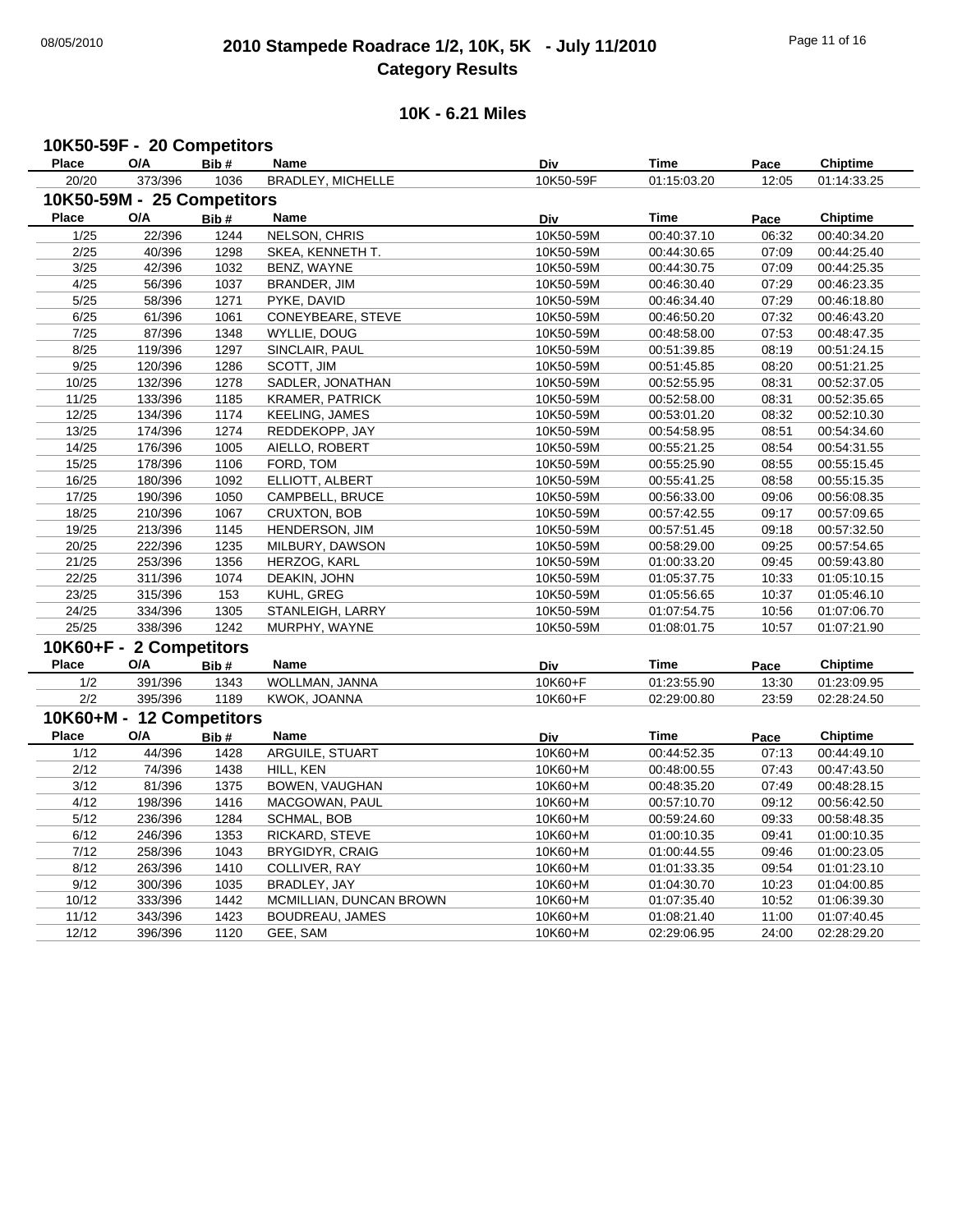# 2010 Stampede Roadrace 1/2, 10K, 5K - July 11/2010
## Category Results

### 10K - 6.21 Miles

#### 10K50-59F - 20 Competitors

| Place | O/A | Bib # | Name | Div | Time | Pace | Chiptime |
|---|---|---|---|---|---|---|---|
| 20/20 | 373/396 | 1036 | BRADLEY, MICHELLE | 10K50-59F | 01:15:03.20 | 12:05 | 01:14:33.25 |

#### 10K50-59M - 25 Competitors

| Place | O/A | Bib # | Name | Div | Time | Pace | Chiptime |
|---|---|---|---|---|---|---|---|
| 1/25 | 22/396 | 1244 | NELSON, CHRIS | 10K50-59M | 00:40:37.10 | 06:32 | 00:40:34.20 |
| 2/25 | 40/396 | 1298 | SKEA, KENNETH T. | 10K50-59M | 00:44:30.65 | 07:09 | 00:44:25.40 |
| 3/25 | 42/396 | 1032 | BENZ, WAYNE | 10K50-59M | 00:44:30.75 | 07:09 | 00:44:25.35 |
| 4/25 | 56/396 | 1037 | BRANDER, JIM | 10K50-59M | 00:46:30.40 | 07:29 | 00:46:23.35 |
| 5/25 | 58/396 | 1271 | PYKE, DAVID | 10K50-59M | 00:46:34.40 | 07:29 | 00:46:18.80 |
| 6/25 | 61/396 | 1061 | CONEYBEARE, STEVE | 10K50-59M | 00:46:50.20 | 07:32 | 00:46:43.20 |
| 7/25 | 87/396 | 1348 | WYLLIE, DOUG | 10K50-59M | 00:48:58.00 | 07:53 | 00:48:47.35 |
| 8/25 | 119/396 | 1297 | SINCLAIR, PAUL | 10K50-59M | 00:51:39.85 | 08:19 | 00:51:24.15 |
| 9/25 | 120/396 | 1286 | SCOTT, JIM | 10K50-59M | 00:51:45.85 | 08:20 | 00:51:21.25 |
| 10/25 | 132/396 | 1278 | SADLER, JONATHAN | 10K50-59M | 00:52:55.95 | 08:31 | 00:52:37.05 |
| 11/25 | 133/396 | 1185 | KRAMER, PATRICK | 10K50-59M | 00:52:58.00 | 08:31 | 00:52:35.65 |
| 12/25 | 134/396 | 1174 | KEELING, JAMES | 10K50-59M | 00:53:01.20 | 08:32 | 00:52:10.30 |
| 13/25 | 174/396 | 1274 | REDDEKOPP, JAY | 10K50-59M | 00:54:58.95 | 08:51 | 00:54:34.60 |
| 14/25 | 176/396 | 1005 | AIELLO, ROBERT | 10K50-59M | 00:55:21.25 | 08:54 | 00:54:31.55 |
| 15/25 | 178/396 | 1106 | FORD, TOM | 10K50-59M | 00:55:25.90 | 08:55 | 00:55:15.45 |
| 16/25 | 180/396 | 1092 | ELLIOTT, ALBERT | 10K50-59M | 00:55:41.25 | 08:58 | 00:55:15.35 |
| 17/25 | 190/396 | 1050 | CAMPBELL, BRUCE | 10K50-59M | 00:56:33.00 | 09:06 | 00:56:08.35 |
| 18/25 | 210/396 | 1067 | CRUXTON, BOB | 10K50-59M | 00:57:42.55 | 09:17 | 00:57:09.65 |
| 19/25 | 213/396 | 1145 | HENDERSON, JIM | 10K50-59M | 00:57:51.45 | 09:18 | 00:57:32.50 |
| 20/25 | 222/396 | 1235 | MILBURY, DAWSON | 10K50-59M | 00:58:29.00 | 09:25 | 00:57:54.65 |
| 21/25 | 253/396 | 1356 | HERZOG, KARL | 10K50-59M | 01:00:33.20 | 09:45 | 00:59:43.80 |
| 22/25 | 311/396 | 1074 | DEAKIN, JOHN | 10K50-59M | 01:05:37.75 | 10:33 | 01:05:10.15 |
| 23/25 | 315/396 | 153 | KUHL, GREG | 10K50-59M | 01:05:56.65 | 10:37 | 01:05:46.10 |
| 24/25 | 334/396 | 1305 | STANLEIGH, LARRY | 10K50-59M | 01:07:54.75 | 10:56 | 01:07:06.70 |
| 25/25 | 338/396 | 1242 | MURPHY, WAYNE | 10K50-59M | 01:08:01.75 | 10:57 | 01:07:21.90 |

#### 10K60+F - 2 Competitors

| Place | O/A | Bib # | Name | Div | Time | Pace | Chiptime |
|---|---|---|---|---|---|---|---|
| 1/2 | 391/396 | 1343 | WOLLMAN, JANNA | 10K60+F | 01:23:55.90 | 13:30 | 01:23:09.95 |
| 2/2 | 395/396 | 1189 | KWOK, JOANNA | 10K60+F | 02:29:00.80 | 23:59 | 02:28:24.50 |

#### 10K60+M - 12 Competitors

| Place | O/A | Bib # | Name | Div | Time | Pace | Chiptime |
|---|---|---|---|---|---|---|---|
| 1/12 | 44/396 | 1428 | ARGUILE, STUART | 10K60+M | 00:44:52.35 | 07:13 | 00:44:49.10 |
| 2/12 | 74/396 | 1438 | HILL, KEN | 10K60+M | 00:48:00.55 | 07:43 | 00:47:43.50 |
| 3/12 | 81/396 | 1375 | BOWEN, VAUGHAN | 10K60+M | 00:48:35.20 | 07:49 | 00:48:28.15 |
| 4/12 | 198/396 | 1416 | MACGOWAN, PAUL | 10K60+M | 00:57:10.70 | 09:12 | 00:56:42.50 |
| 5/12 | 236/396 | 1284 | SCHMAL, BOB | 10K60+M | 00:59:24.60 | 09:33 | 00:58:48.35 |
| 6/12 | 246/396 | 1353 | RICKARD, STEVE | 10K60+M | 01:00:10.35 | 09:41 | 01:00:10.35 |
| 7/12 | 258/396 | 1043 | BRYGIDYR, CRAIG | 10K60+M | 01:00:44.55 | 09:46 | 01:00:23.05 |
| 8/12 | 263/396 | 1410 | COLLIVER, RAY | 10K60+M | 01:01:33.35 | 09:54 | 01:01:23.10 |
| 9/12 | 300/396 | 1035 | BRADLEY, JAY | 10K60+M | 01:04:30.70 | 10:23 | 01:04:00.85 |
| 10/12 | 333/396 | 1442 | MCMILLIAN, DUNCAN BROWN | 10K60+M | 01:07:35.40 | 10:52 | 01:06:39.30 |
| 11/12 | 343/396 | 1423 | BOUDREAU, JAMES | 10K60+M | 01:08:21.40 | 11:00 | 01:07:40.45 |
| 12/12 | 396/396 | 1120 | GEE, SAM | 10K60+M | 02:29:06.95 | 24:00 | 02:28:29.20 |